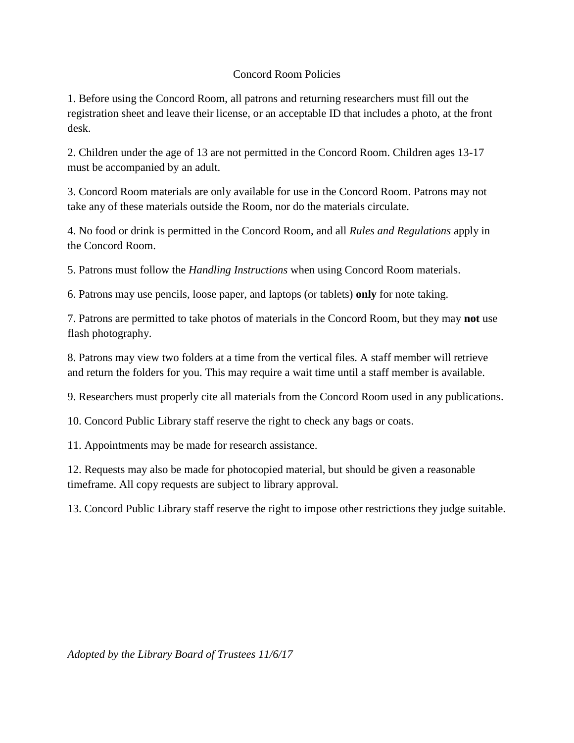# Concord Room Policies

1. Before using the Concord Room, all patrons and returning researchers must fill out the registration sheet and leave their license, or an acceptable ID that includes a photo, at the front desk.

2. Children under the age of 13 are not permitted in the Concord Room. Children ages 13-17 must be accompanied by an adult.

3. Concord Room materials are only available for use in the Concord Room. Patrons may not take any of these materials outside the Room, nor do the materials circulate.

4. No food or drink is permitted in the Concord Room, and all *Rules and Regulations* apply in the Concord Room.

5. Patrons must follow the *Handling Instructions* when using Concord Room materials.

6. Patrons may use pencils, loose paper, and laptops (or tablets) **only** for note taking.

7. Patrons are permitted to take photos of materials in the Concord Room, but they may **not** use flash photography.

8. Patrons may view two folders at a time from the vertical files. A staff member will retrieve and return the folders for you. This may require a wait time until a staff member is available.

9. Researchers must properly cite all materials from the Concord Room used in any publications.

10. Concord Public Library staff reserve the right to check any bags or coats.

11. Appointments may be made for research assistance.

12. Requests may also be made for photocopied material, but should be given a reasonable timeframe. All copy requests are subject to library approval.

13. Concord Public Library staff reserve the right to impose other restrictions they judge suitable.

*Adopted by the Library Board of Trustees 11/6/17*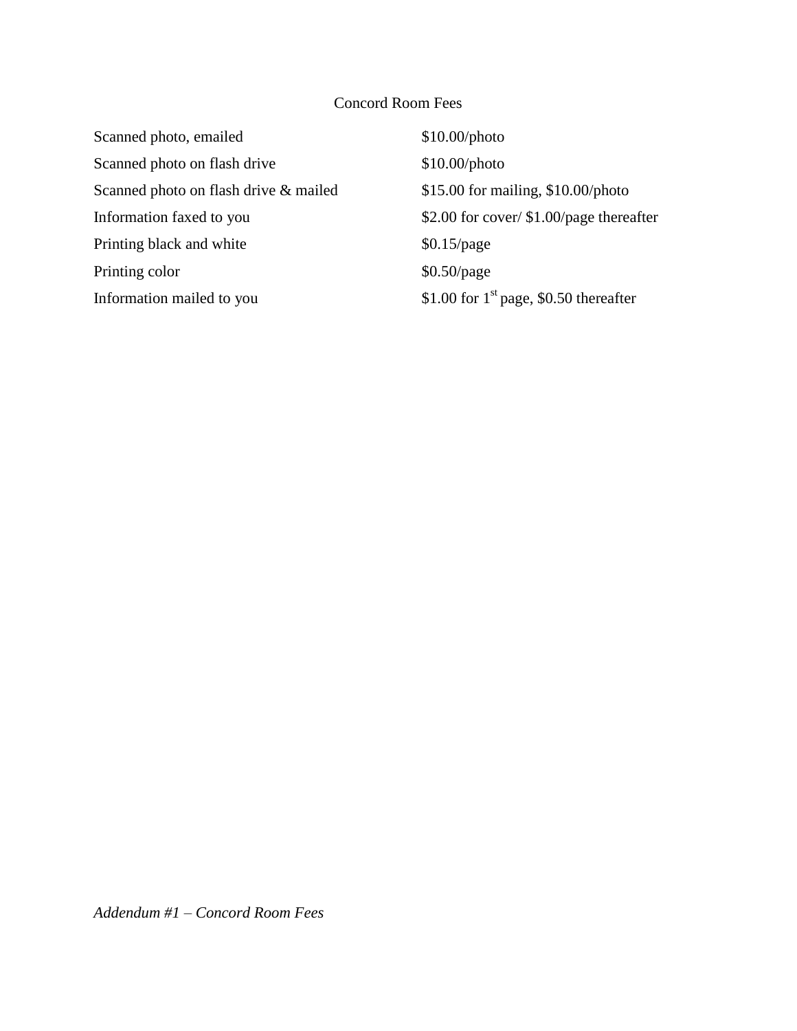# Concord Room Fees

| | |
|---|---|
| Scanned photo, emailed | \$10.00/photo |
| Scanned photo on flash drive | \$10.00/photo |
| Scanned photo on flash drive & mailed | \$15.00 for mailing, \$10.00/photo |
| Information faxed to you | \$2.00 for cover/ \$1.00/page thereafter |
| Printing black and white | \$0.15/page |
| Printing color | \$0.50/page |
| Information mailed to you | \$1.00 for 1st page, \$0.50 thereafter |

*Addendum #1 – Concord Room Fees*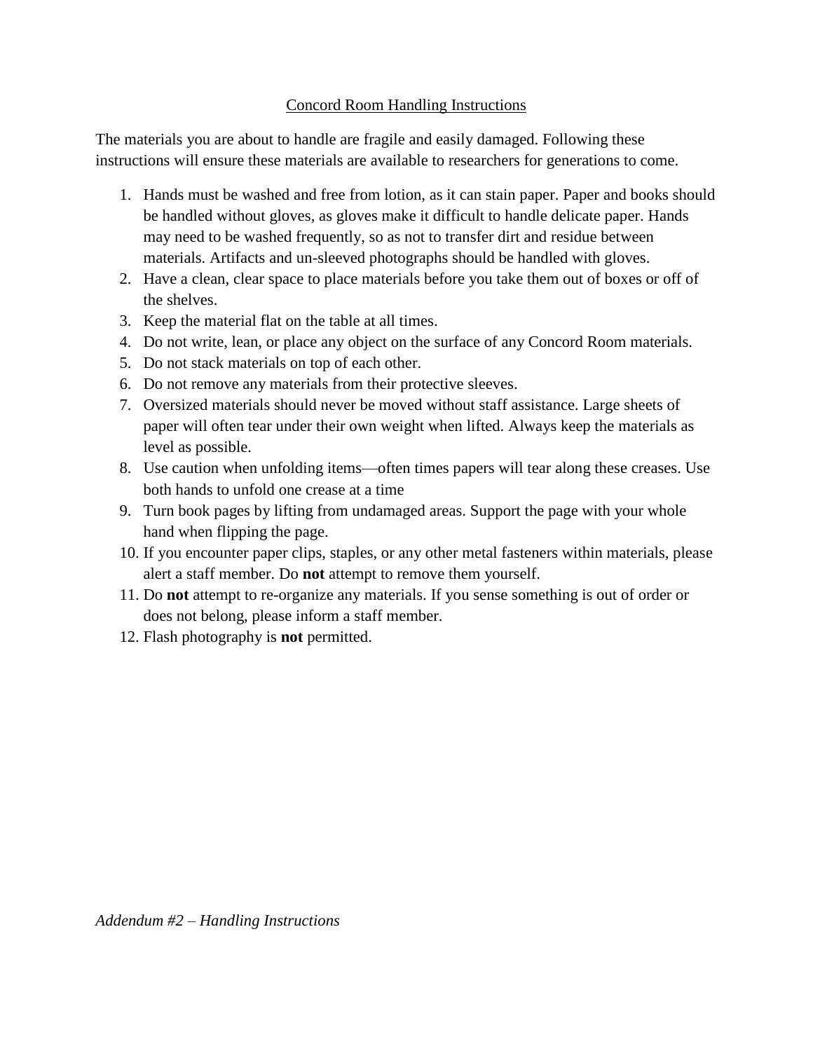Concord Room Handling Instructions

The materials you are about to handle are fragile and easily damaged. Following these instructions will ensure these materials are available to researchers for generations to come.

1. Hands must be washed and free from lotion, as it can stain paper. Paper and books should be handled without gloves, as gloves make it difficult to handle delicate paper. Hands may need to be washed frequently, so as not to transfer dirt and residue between materials. Artifacts and un-sleeved photographs should be handled with gloves.
2. Have a clean, clear space to place materials before you take them out of boxes or off of the shelves.
3. Keep the material flat on the table at all times.
4. Do not write, lean, or place any object on the surface of any Concord Room materials.
5. Do not stack materials on top of each other.
6. Do not remove any materials from their protective sleeves.
7. Oversized materials should never be moved without staff assistance. Large sheets of paper will often tear under their own weight when lifted. Always keep the materials as level as possible.
8. Use caution when unfolding items—often times papers will tear along these creases. Use both hands to unfold one crease at a time
9. Turn book pages by lifting from undamaged areas. Support the page with your whole hand when flipping the page.
10. If you encounter paper clips, staples, or any other metal fasteners within materials, please alert a staff member. Do **not** attempt to remove them yourself.
11. Do **not** attempt to re-organize any materials. If you sense something is out of order or does not belong, please inform a staff member.
12. Flash photography is **not** permitted.

*Addendum #2 – Handling Instructions*